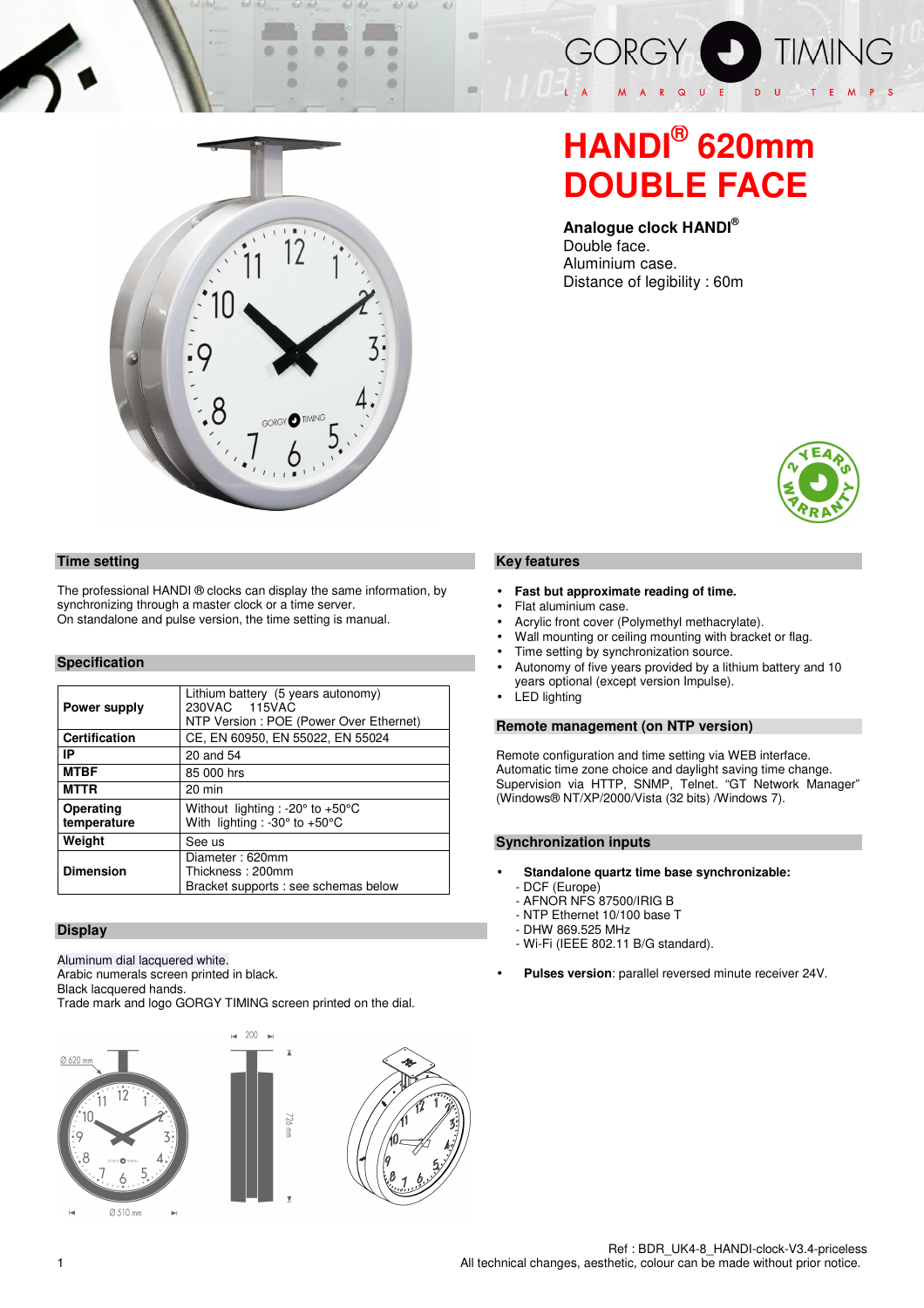GORGY TIMING
LA MARQUE DU TEMPS

# HANDI® 620mm DOUBLE FACE

**Analogue clock HANDI®**
Double face.
Aluminium case.
Distance of legibility : 60m

## Time setting

The professional HANDI ® clocks can display the same information, by synchronizing through a master clock or a time server.
On standalone and pulse version, the time setting is manual.

## Specification

| | |
|---|---|
| **Power supply** | Lithium battery (5 years autonomy)<br>230VAC 115VAC<br>NTP Version : POE (Power Over Ethernet) |
| **Certification** | CE, EN 60950, EN 55022, EN 55024 |
| **IP** | 20 and 54 |
| **MTBF** | 85 000 hrs |
| **MTTR** | 20 min |
| **Operating temperature** | Without lighting : -20° to +50°C<br>With lighting : -30° to +50°C |
| **Weight** | See us |
| **Dimension** | Diameter : 620mm<br>Thickness : 200mm<br>Bracket supports : see schemas below |

## Display

Aluminum dial lacquered white.
Arabic numerals screen printed in black.
Black lacquered hands.
Trade mark and logo GORGY TIMING screen printed on the dial.

Ø 620 mm — 200 — 726 mm — Ø 510 mm

## Key features

- **Fast but approximate reading of time.**
- Flat aluminium case.
- Acrylic front cover (Polymethyl methacrylate).
- Wall mounting or ceiling mounting with bracket or flag.
- Time setting by synchronization source.
- Autonomy of five years provided by a lithium battery and 10 years optional (except version Impulse).
- LED lighting

## Remote management (on NTP version)

Remote configuration and time setting via WEB interface.
Automatic time zone choice and daylight saving time change.
Supervision via HTTP, SNMP, Telnet. "GT Network Manager" (Windows® NT/XP/2000/Vista (32 bits) /Windows 7).

## Synchronization inputs

- **Standalone quartz time base synchronizable:**
  - DCF (Europe)
  - AFNOR NFS 87500/IRIG B
  - NTP Ethernet 10/100 base T
  - DHW 869.525 MHz
  - Wi-Fi (IEEE 802.11 B/G standard).
- **Pulses version**: parallel reversed minute receiver 24V.

Ref : BDR_UK4-8_HANDI-clock-V3.4-priceless
All technical changes, aesthetic, colour can be made without prior notice.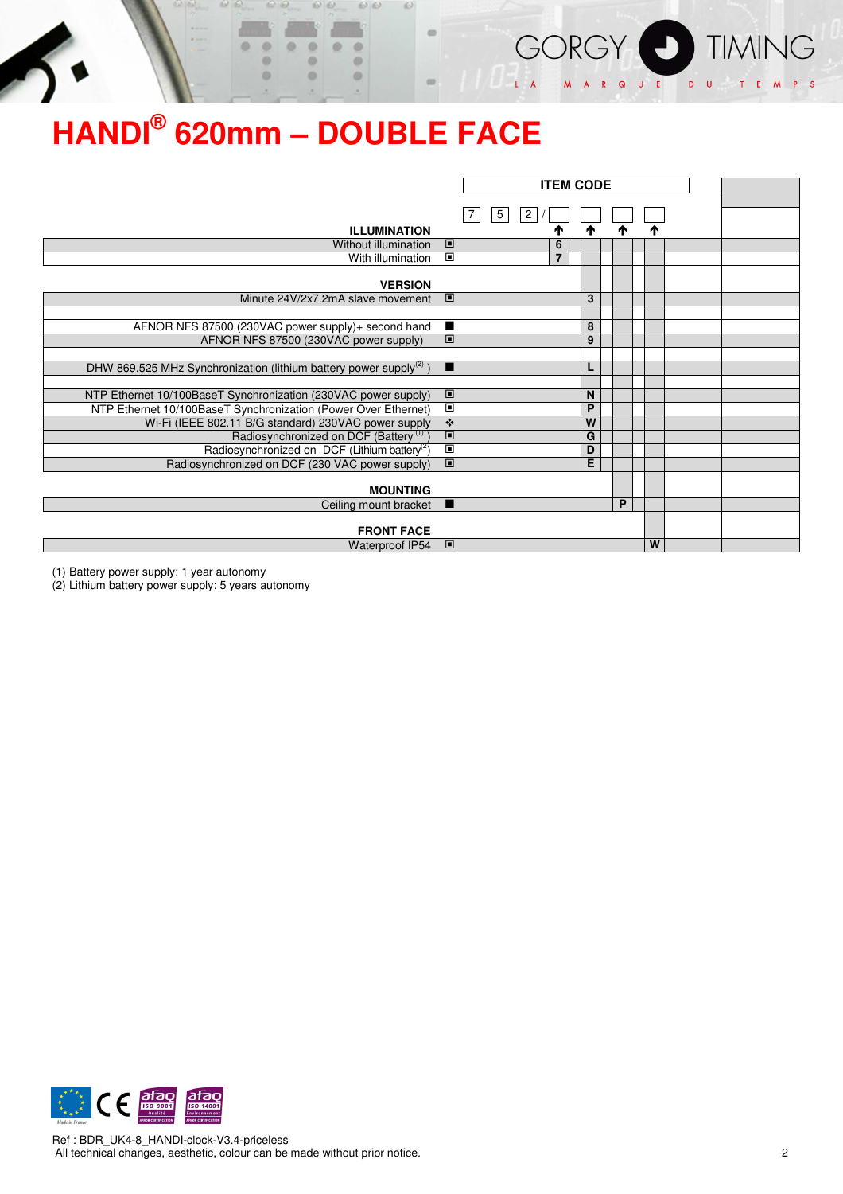# HANDI® 620mm – DOUBLE FACE

ITEM CODE: 7 5 2 / ☐ ☐ ☐ ☐

| | | | | | | |
|---|---|---|---|---|---|---|
| **ILLUMINATION** | | | | | | |
| Without illumination | ▣ | 6 | | | | |
| With illumination | ▣ | 7 | | | | |
| **VERSION** | | | | | | |
| Minute 24V/2x7.2mA slave movement | ▣ | | 3 | | | |
| AFNOR NFS 87500 (230VAC power supply)+ second hand | ■ | | 8 | | | |
| AFNOR NFS 87500 (230VAC power supply) | ▣ | | 9 | | | |
| DHW 869.525 MHz Synchronization (lithium battery power supply[2] ) | ■ | | L | | | |
| NTP Ethernet 10/100BaseT Synchronization (230VAC power supply) | ▣ | | N | | | |
| NTP Ethernet 10/100BaseT Synchronization (Power Over Ethernet) | ▣ | | P | | | |
| Wi-Fi (IEEE 802.11 B/G standard) 230VAC power supply | ❖ | | W | | | |
| Radiosynchronized on DCF (Battery [1] ) | ▣ | | G | | | |
| Radiosynchronized on DCF (Lithium battery[2]) | ▣ | | D | | | |
| Radiosynchronized on DCF (230 VAC power supply) | ▣ | | E | | | |
| **MOUNTING** | | | | | | |
| Ceiling mount bracket | ■ | | | P | | |
| **FRONT FACE** | | | | | | |
| Waterproof IP54 | ▣ | | | | W | |

(1) Battery power supply: 1 year autonomy
(2) Lithium battery power supply: 5 years autonomy

Ref : BDR_UK4-8_HANDI-clock-V3.4-priceless
All technical changes, aesthetic, colour can be made without prior notice.